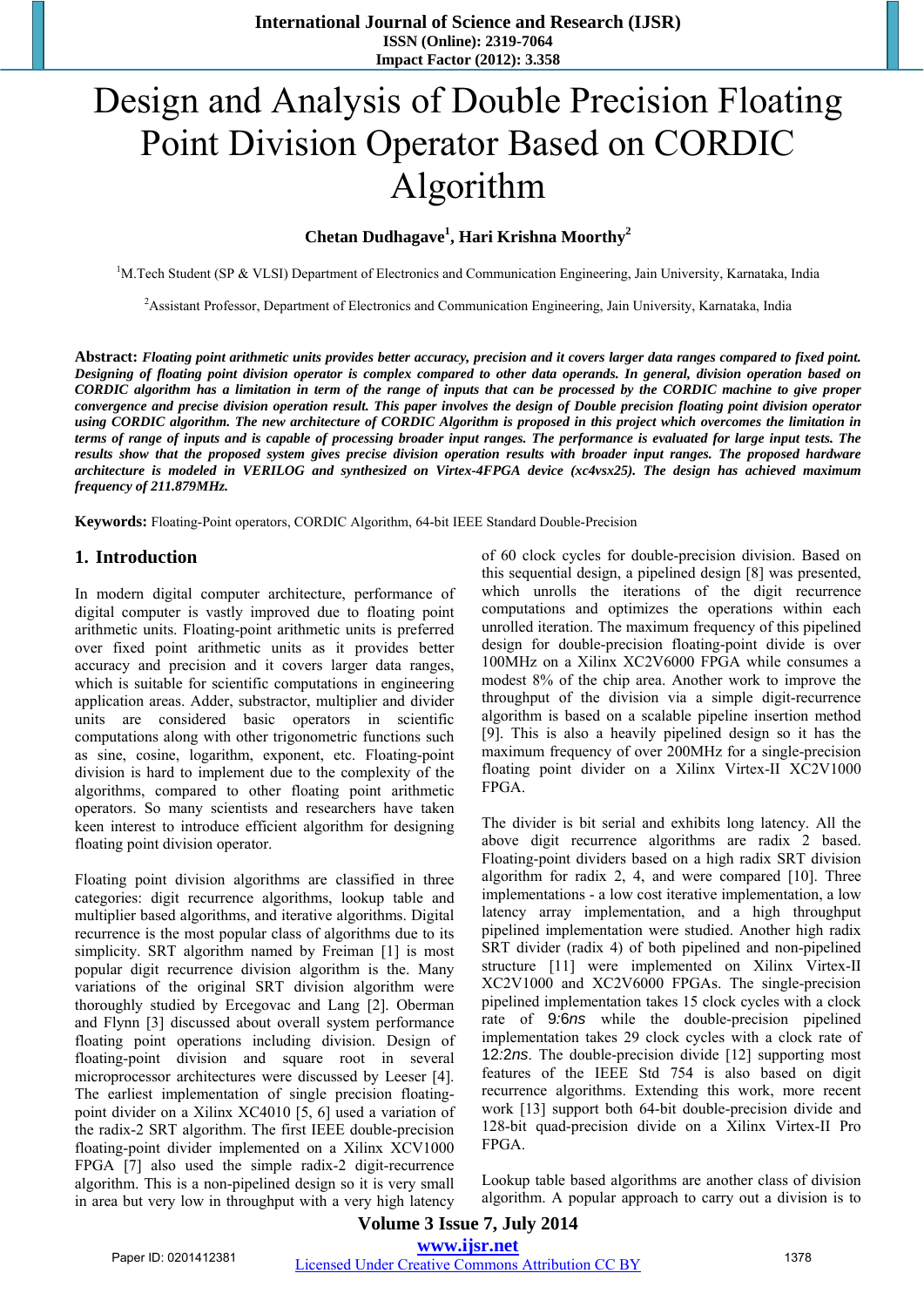# Design and Analysis of Double Precision Floating Point Division Operator Based on CORDIC Algorithm

**Chetan Dudhagave[1], Hari Krishna Moorthy[2]**

[1]M.Tech Student (SP & VLSI) Department of Electronics and Communication Engineering, Jain University, Karnataka, India

[2]Assistant Professor, Department of Electronics and Communication Engineering, Jain University, Karnataka, India

**Abstract:** ***Floating point arithmetic units provides better accuracy, precision and it covers larger data ranges compared to fixed point. Designing of floating point division operator is complex compared to other data operands. In general, division operator based on CORDIC algorithm has a limitation in term of the range of inputs that can be processed by the CORDIC machine to give proper convergence and precise division operation result. This paper involves the design of Double precision floating point division operator using CORDIC algorithm. The new architecture of CORDIC Algorithm is proposed in this project which overcomes the limitation in terms of range of inputs and is capable of processing broader input ranges. The performance is evaluated for large input tests. The results show that the proposed system gives precise division operation results with broader input ranges. The proposed hardware architecture is modeled in VERILOG and synthesized on Virtex-4FPGA device (xc4vsx25). The design has achieved maximum frequency of 211.879MHz.***

**Keywords:** Floating-Point operators, CORDIC Algorithm, 64-bit IEEE Standard Double-Precision

## 1. Introduction

In modern digital computer architecture, performance of digital computer is vastly improved due to floating point arithmetic units. Floating-point arithmetic units is preferred over fixed point arithmetic units as it provides better accuracy and precision and it covers larger data ranges, which is suitable for scientific computations in engineering application areas. Adder, substractor, multiplier and divider units are considered basic operators in scientific computations along with other trigonometric functions such as sine, cosine, logarithm, exponent, etc. Floating-point division is hard to implement due to the complexity of the algorithms, compared to other floating point arithmetic operators. So many scientists and researchers have taken keen interest to introduce efficient algorithm for designing floating point division operator.

Floating point division algorithms are classified in three categories: digit recurrence algorithms, lookup table and multiplier based algorithms, and iterative algorithms. Digital recurrence is the most popular class of algorithms due to its simplicity. SRT algorithm named by Freiman [1] is most popular digit recurrence division algorithm is the. Many variations of the original SRT division algorithm were thoroughly studied by Ercegovac and Lang [2]. Oberman and Flynn [3] discussed about overall system performance floating point operations including division. Design of floating-point division and square root in several microprocessor architectures were discussed by Leeser [4]. The earliest implementation of single precision floating-point divider on a Xilinx XC4010 [5, 6] used a variation of the radix-2 SRT algorithm. The first IEEE double-precision floating-point divider implemented on a Xilinx XCV1000 FPGA [7] also used the simple radix-2 digit-recurrence algorithm. This is a non-pipelined design so it is very small in area but very low in throughput with a very high latency of 60 clock cycles for double-precision division. Based on this sequential design, a pipelined design [8] was presented, which unrolls the iterations of the digit recurrence computations and optimizes the operations within each unrolled iteration. The maximum frequency of this pipelined design for double-precision floating-point divide is over 100MHz on a Xilinx XC2V6000 FPGA while consumes a modest 8% of the chip area. Another work to improve the throughput of the division via a simple digit-recurrence algorithm is based on a scalable pipeline insertion method [9]. This is also a heavily pipelined design so it has the maximum frequency of over 200MHz for a single-precision floating point divider on a Xilinx Virtex-II XC2V1000 FPGA.

The divider is bit serial and exhibits long latency. All the above digit recurrence algorithms are radix 2 based. Floating-point dividers based on a high radix SRT division algorithm for radix 2, 4, and were compared [10]. Three implementations - a low cost iterative implementation, a low latency array implementation, and a high throughput pipelined implementation were studied. Another high radix SRT divider (radix 4) of both pipelined and non-pipelined structure [11] were implemented on Xilinx Virtex-II XC2V1000 and XC2V6000 FPGAs. The single-precision pipelined implementation takes 15 clock cycles with a clock rate of $9.6ns$ while the double-precision pipelined implementation takes 29 clock cycles with a clock rate of $12.2ns$. The double-precision divide [12] supporting most features of the IEEE Std 754 is also based on digit recurrence algorithms. Extending this work, more recent work [13] support both 64-bit double-precision divide and 128-bit quad-precision divide on a Xilinx Virtex-II Pro FPGA.

Lookup table based algorithms are another class of division algorithm. A popular approach to carry out a division is to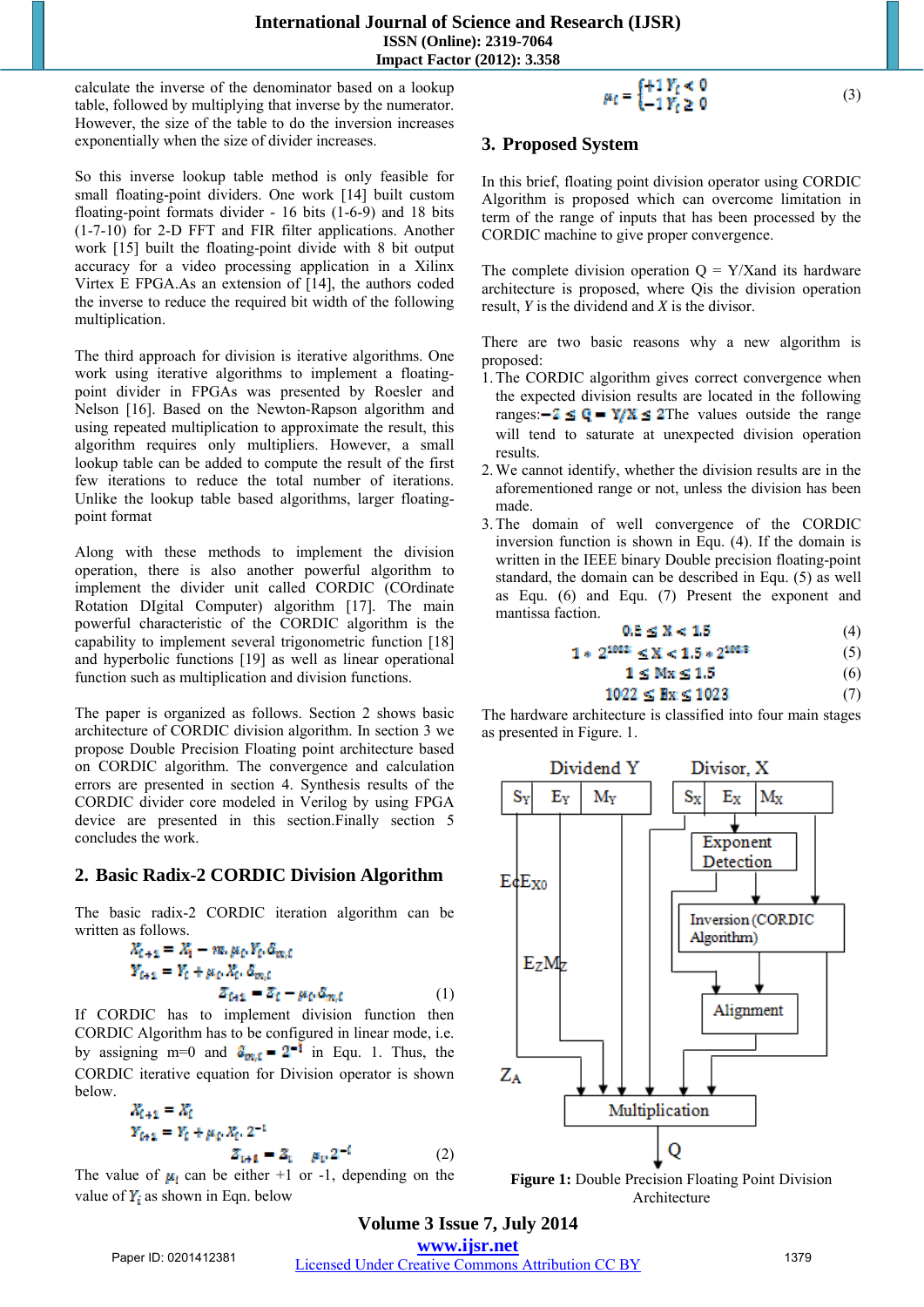calculate the inverse of the denominator based on a lookup table, followed by multiplying that inverse by the numerator. However, the size of the table to do the inversion increases exponentially when the size of divider increases.

So this inverse lookup table method is only feasible for small floating-point dividers. One work [14] built custom floating-point formats divider - 16 bits (1-6-9) and 18 bits (1-7-10) for 2-D FFT and FIR filter applications. Another work [15] built the floating-point divide with 8 bit output accuracy for a video processing application in a Xilinx Virtex E FPGA.As an extension of [14], the authors coded the inverse to reduce the required bit width of the following multiplication.

The third approach for division is iterative algorithms. One work using iterative algorithms to implement a floating-point divider in FPGAs was presented by Roesler and Nelson [16]. Based on the Newton-Rapson algorithm and using repeated multiplication to approximate the result, this algorithm requires only multipliers. However, a small lookup table can be added to compute the result of the first few iterations to reduce the total number of iterations. Unlike the lookup table based algorithms, larger floating-point format

Along with these methods to implement the division operation, there is also another powerful algorithm to implement the divider unit called CORDIC (COrdinate Rotation DIgital Computer) algorithm [17]. The main powerful characteristic of the CORDIC algorithm is the capability to implement several trigonometric function [18] and hyperbolic functions [19] as well as linear operational function such as multiplication and division functions.

The paper is organized as follows. Section 2 shows basic architecture of CORDIC division algorithm. In section 3 we propose Double Precision Floating point architecture based on CORDIC algorithm. The convergence and calculation errors are presented in section 4. Synthesis results of the CORDIC divider core modeled in Verilog by using FPGA device are presented in this section.Finally section 5 concludes the work.

## 2. Basic Radix-2 CORDIC Division Algorithm

The basic radix-2 CORDIC iteration algorithm can be written as follows.

$$X_{i+1} = X_i - m_i \mu_i Y_i \delta_{m,i}$$
$$Y_{i+1} = Y_i + \mu_i X_i \delta_{m,i}$$
$$Z_{i+1} = Z_i - \mu_i \delta_{m,i} \quad (1)$$

If CORDIC has to implement division function then CORDIC Algorithm has to be configured in linear mode, i.e. by assigning m=0 and $\delta_{m,i} = 2^{-i}$ in Equ. 1. Thus, the CORDIC iterative equation for Division operator is shown below.

$$X_{i+1} = X_i$$
$$Y_{i+1} = Y_i + \mu_i X_i 2^{-i}$$
$$Z_{i+1} = Z_i \quad \mu_i 2^{-i} \quad (2)$$

The value of $\mu_i$ can be either +1 or -1, depending on the value of $Y_i$ as shown in Eqn. below

$$\mu_i = \begin{cases} +1 & Y_i < 0 \\ -1 & Y_i \geq 0 \end{cases} \quad (3)$$

## 3. Proposed System

In this brief, floating point division operator using CORDIC Algorithm is proposed which can overcome limitation in term of the range of inputs that has been processed by the CORDIC machine to give proper convergence.

The complete division operation Q = Y/Xand its hardware architecture is proposed, where Qis the division operation result, *Y* is the dividend and *X* is the divisor.

There are two basic reasons why a new algorithm is proposed:

1. The CORDIC algorithm gives correct convergence when the expected division results are located in the following ranges:$-2 \leq Q = Y/X \leq 2$The values outside the range will tend to saturate at unexpected division operation results.
2. We cannot identify, whether the division results are in the aforementioned range or not, unless the division has been made.
3. The domain of well convergence of the CORDIC inversion function is shown in Equ. (4). If the domain is written in the IEEE binary Double precision floating-point standard, the domain can be described in Equ. (5) as well as Equ. (6) and Equ. (7) Present the exponent and mantissa faction.

$$0.5 \leq X < 1.5 \quad (4)$$
$$1 * 2^{1022} \leq X < 1.5 * 2^{1023} \quad (5)$$
$$1 \leq Mx \leq 1.5 \quad (6)$$
$$1022 \leq Ex \leq 1023 \quad (7)$$

The hardware architecture is classified into four main stages as presented in Figure. 1.

Figure 1: Double Precision Floating Point Division Architecture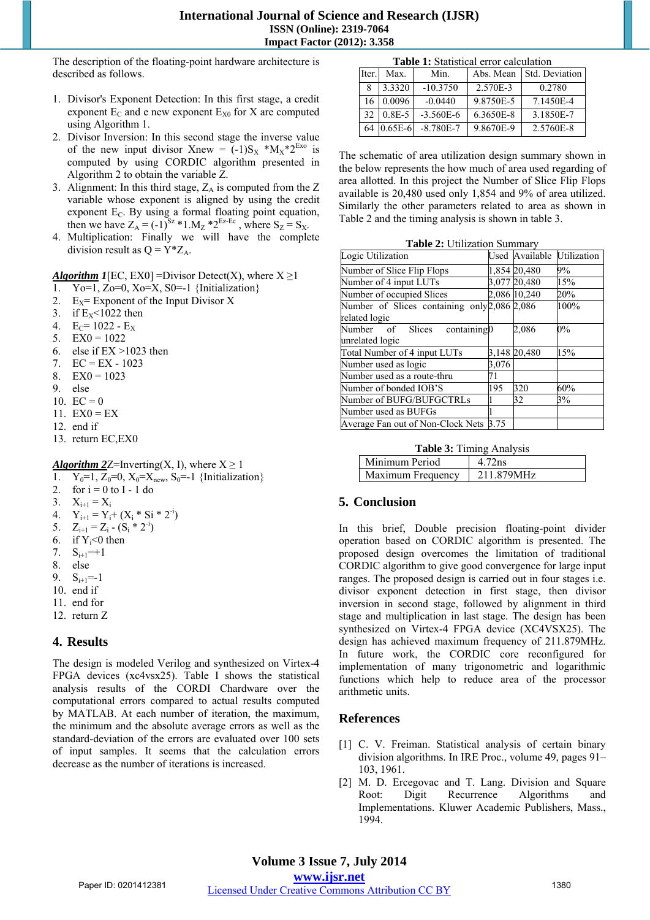The description of the floating-point hardware architecture is described as follows.

1. Divisor's Exponent Detection: In this first stage, a credit exponent $E_C$ and e new exponent $E_{X0}$ for X are computed using Algorithm 1.
2. Divisor Inversion: In this second stage the inverse value of the new input divisor Xnew = $(-1)S_X$ $*M_X*2^{Exo}$ is computed by using CORDIC algorithm presented in Algorithm 2 to obtain the variable Z.
3. Alignment: In this third stage, $Z_A$ is computed from the Z variable whose exponent is aligned by using the credit exponent $E_C$. By using a formal floating point equation, then we have $Z_A = (-1)^{Sz} *1.M_Z *2^{Ez-Ec}$ , where $S_Z = S_X$.
4. Multiplication: Finally we will have the complete division result as $Q = Y*Z_A$.

***Algorithm 1***[EC, EX0] =Divisor Detect(X), where X ≥1

1. Yo=1, Zo=0, Xo=X, S0=-1 {Initialization}
2. $E_X$= Exponent of the Input Divisor X
3. if $E_X$<1022 then
4. $E_C$= 1022 - $E_X$
5. EX0 = 1022
6. else if EX >1023 then
7. EC = EX - 1023
8. EX0 = 1023
9. else
10. EC = 0
11. EX0 = EX
12. end if
13. return EC,EX0

***Algorithm 2***Z=Inverting(X, I), where X ≥ 1

1. $Y_0$=1, $Z_0$=0, $X_0$=$X_{new}$, $S_0$=-1 {Initialization}
2. for i = 0 to I - 1 do
3. $X_{i+1} = X_i$
4. $Y_{i+1} = Y_i + (X_i * Si * 2^{-i})$
5. $Z_{i+1} = Z_i - (S_i * 2^{-i})$
6. if $Y_i$<0 then
7. $S_{i+1}$=+1
8. else
9. $S_{i+1}$=-1
10. end if
11. end for
12. return Z

## 4. Results

The design is modeled Verilog and synthesized on Virtex-4 FPGA devices (xc4vsx25). Table I shows the statistical analysis results of the CORDI Chardware over the computational errors compared to actual results computed by MATLAB. At each number of iteration, the maximum, the minimum and the absolute average errors as well as the standard-deviation of the errors are evaluated over 100 sets of input samples. It seems that the calculation errors decrease as the number of iterations is increased.

**Table 1:** Statistical error calculation

| Iter. | Max. | Min. | Abs. Mean | Std. Deviation |
|---|---|---|---|---|
| 8 | 3.3320 | -10.3750 | 2.570E-3 | 0.2780 |
| 16 | 0.0096 | -0.0440 | 9.8750E-5 | 7.1450E-4 |
| 32 | 0.8E-5 | -3.560E-6 | 6.3650E-8 | 3.1850E-7 |
| 64 | 0.65E-6 | -8.780E-7 | 9.8670E-9 | 2.5760E-8 |

The schematic of area utilization design summary shown in the below represents the how much of area used regarding of area allotted. In this project the Number of Slice Flip Flops available is 20,480 used only 1,854 and 9% of area utilized. Similarly the other parameters related to area as shown in Table 2 and the timing analysis is shown in table 3.

**Table 2:** Utilization Summary

| Logic Utilization | Used | Available | Utilization |
|---|---|---|---|
| Number of Slice Flip Flops | 1,854 | 20,480 | 9% |
| Number of 4 input LUTs | 3,077 | 20,480 | 15% |
| Number of occupied Slices | 2,086 | 10,240 | 20% |
| Number of Slices containing only related logic | 2,086 | 2,086 | 100% |
| Number of Slices containing unrelated logic | 0 | 2,086 | 0% |
| Total Number of 4 input LUTs | 3,148 | 20,480 | 15% |
| Number used as logic | 3,076 | | |
| Number used as a route-thru | 71 | | |
| Number of bonded IOB'S | 195 | 320 | 60% |
| Number of BUFG/BUFGCTRLs | 1 | 32 | 3% |
| Number used as BUFGs | 1 | | |
| Average Fan out of Non-Clock Nets | 3.75 | | |

**Table 3:** Timing Analysis

| Minimum Period | 4.72ns |
|---|---|
| Maximum Frequency | 211.879MHz |

## 5. Conclusion

In this brief, Double precision floating-point divider operation based on CORDIC algorithm is presented. The proposed design overcomes the limitation of traditional CORDIC algorithm to give good convergence for large input ranges. The proposed design is carried out in four stages i.e. divisor exponent detection in first stage, then divisor inversion in second stage, followed by alignment in third stage and multiplication in last stage. The design has been synthesized on Virtex-4 FPGA device (XC4VSX25). The design has achieved maximum frequency of 211.879MHz. In future work, the CORDIC core reconfigured for implementation of many trigonometric and logarithmic functions which help to reduce area of the processor arithmetic units.

## References

[1] C. V. Freiman. Statistical analysis of certain binary division algorithms. In IRE Proc., volume 49, pages 91–103, 1961.

[2] M. D. Ercegovac and T. Lang. Division and Square Root: Digit Recurrence Algorithms and Implementations. Kluwer Academic Publishers, Mass., 1994.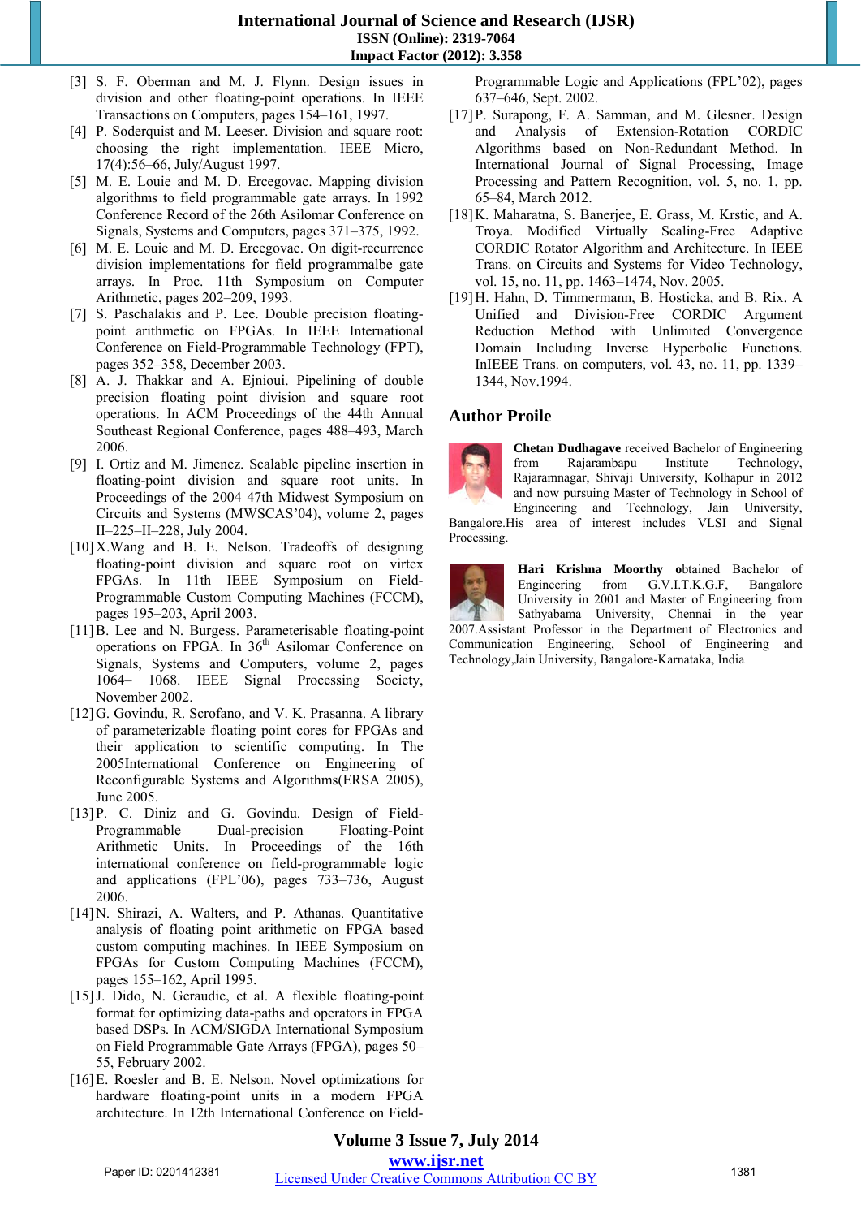[3] S. F. Oberman and M. J. Flynn. Design issues in division and other floating-point operations. In IEEE Transactions on Computers, pages 154–161, 1997.

[4] P. Soderquist and M. Leeser. Division and square root: choosing the right implementation. IEEE Micro, 17(4):56–66, July/August 1997.

[5] M. E. Louie and M. D. Ercegovac. Mapping division algorithms to field programmable gate arrays. In 1992 Conference Record of the 26th Asilomar Conference on Signals, Systems and Computers, pages 371–375, 1992.

[6] M. E. Louie and M. D. Ercegovac. On digit-recurrence division implementations for field programmalbe gate arrays. In Proc. 11th Symposium on Computer Arithmetic, pages 202–209, 1993.

[7] S. Paschalakis and P. Lee. Double precision floating-point arithmetic on FPGAs. In IEEE International Conference on Field-Programmable Technology (FPT), pages 352–358, December 2003.

[8] A. J. Thakkar and A. Ejnioui. Pipelining of double precision floating point division and square root operations. In ACM Proceedings of the 44th Annual Southeast Regional Conference, pages 488–493, March 2006.

[9] I. Ortiz and M. Jimenez. Scalable pipeline insertion in floating-point division and square root units. In Proceedings of the 2004 47th Midwest Symposium on Circuits and Systems (MWSCAS'04), volume 2, pages II–225–II–228, July 2004.

[10] X.Wang and B. E. Nelson. Tradeoffs of designing floating-point division and square root on virtex FPGAs. In 11th IEEE Symposium on Field-Programmable Custom Computing Machines (FCCM), pages 195–203, April 2003.

[11] B. Lee and N. Burgess. Parameterisable floating-point operations on FPGA. In 36th Asilomar Conference on Signals, Systems and Computers, volume 2, pages 1064– 1068. IEEE Signal Processing Society, November 2002.

[12] G. Govindu, R. Scrofano, and V. K. Prasanna. A library of parameterizable floating point cores for FPGAs and their application to scientific computing. In The 2005International Conference on Engineering of Reconfigurable Systems and Algorithms(ERSA 2005), June 2005.

[13] P. C. Diniz and G. Govindu. Design of Field-Programmable Dual-precision Floating-Point Arithmetic Units. In Proceedings of the 16th international conference on field-programmable logic and applications (FPL'06), pages 733–736, August 2006.

[14] N. Shirazi, A. Walters, and P. Athanas. Quantitative analysis of floating point arithmetic on FPGA based custom computing machines. In IEEE Symposium on FPGAs for Custom Computing Machines (FCCM), pages 155–162, April 1995.

[15] J. Dido, N. Geraudie, et al. A flexible floating-point format for optimizing data-paths and operators in FPGA based DSPs. In ACM/SIGDA International Symposium on Field Programmable Gate Arrays (FPGA), pages 50–55, February 2002.

[16] E. Roesler and B. E. Nelson. Novel optimizations for hardware floating-point units in a modern FPGA architecture. In 12th International Conference on Field-Programmable Logic and Applications (FPL'02), pages 637–646, Sept. 2002.

[17] P. Surapong, F. A. Samman, and M. Glesner. Design and Analysis of Extension-Rotation CORDIC Algorithms based on Non-Redundant Method. In International Journal of Signal Processing, Image Processing and Pattern Recognition, vol. 5, no. 1, pp. 65–84, March 2012.

[18] K. Maharatna, S. Banerjee, E. Grass, M. Krstic, and A. Troya. Modified Virtually Scaling-Free Adaptive CORDIC Rotator Algorithm and Architecture. In IEEE Trans. on Circuits and Systems for Video Technology, vol. 15, no. 11, pp. 1463–1474, Nov. 2005.

[19] H. Hahn, D. Timmermann, B. Hosticka, and B. Rix. A Unified and Division-Free CORDIC Argument Reduction Method with Unlimited Convergence Domain Including Inverse Hyperbolic Functions. InIEEE Trans. on computers, vol. 43, no. 11, pp. 1339–1344, Nov.1994.

## Author Proile

**Chetan Dudhagave** received Bachelor of Engineering from Rajarambapu Institute Technology, Rajaramnagar, Shivaji University, Kolhapur in 2012 and now pursuing Master of Technology in School of Engineering and Technology, Jain University, Bangalore.His area of interest includes VLSI and Signal Processing.

**Hari Krishna Moorthy** obtained Bachelor of Engineering from G.V.I.T.K.G.F, Bangalore University in 2001 and Master of Engineering from Sathyabama University, Chennai in the year 2007.Assistant Professor in the Department of Electronics and Communication Engineering, School of Engineering and Technology,Jain University, Bangalore-Karnataka, India